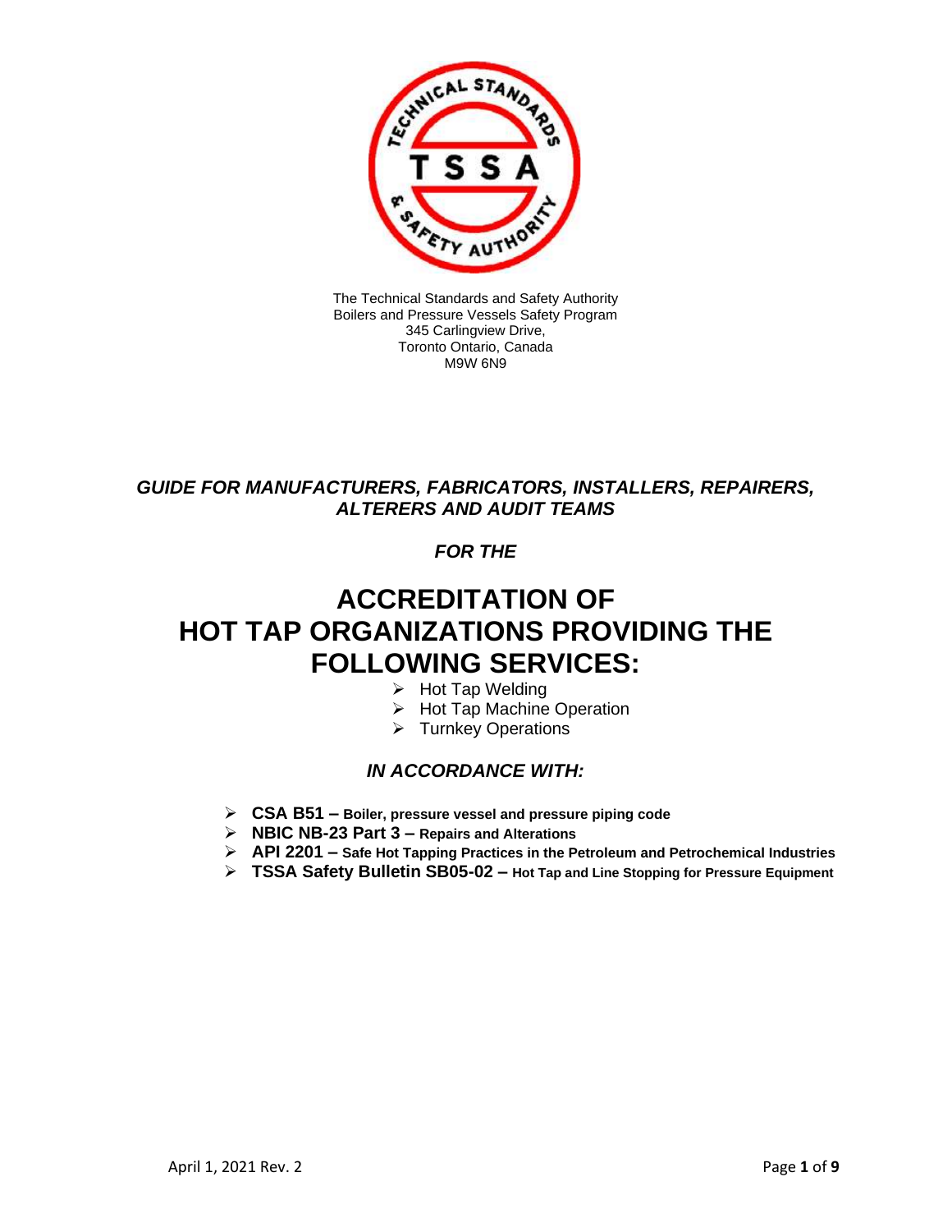The Technical Standards and Safety Authority
Boilers and Pressure Vessels Safety Program
345 Carlingview Drive,
Toronto Ontario, Canada
M9W 6N9

***GUIDE FOR MANUFACTURERS, FABRICATORS, INSTALLERS, REPAIRERS, ALTERERS AND AUDIT TEAMS***

***FOR THE***

# ACCREDITATION OF HOT TAP ORGANIZATIONS PROVIDING THE FOLLOWING SERVICES:

- Hot Tap Welding
- Hot Tap Machine Operation
- Turnkey Operations

***IN ACCORDANCE WITH:***

- **CSA B51 – Boiler, pressure vessel and pressure piping code**
- **NBIC NB-23 Part 3 – Repairs and Alterations**
- **API 2201 – Safe Hot Tapping Practices in the Petroleum and Petrochemical Industries**
- **TSSA Safety Bulletin SB05-02 – Hot Tap and Line Stopping for Pressure Equipment**

April 1, 2021 Rev. 2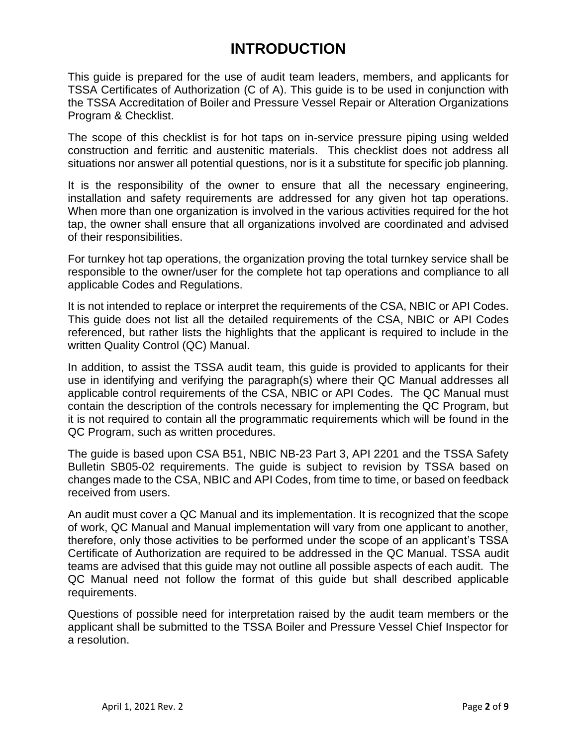# INTRODUCTION

This guide is prepared for the use of audit team leaders, members, and applicants for TSSA Certificates of Authorization (C of A). This guide is to be used in conjunction with the TSSA Accreditation of Boiler and Pressure Vessel Repair or Alteration Organizations Program & Checklist.

The scope of this checklist is for hot taps on in-service pressure piping using welded construction and ferritic and austenitic materials. This checklist does not address all situations nor answer all potential questions, nor is it a substitute for specific job planning.

It is the responsibility of the owner to ensure that all the necessary engineering, installation and safety requirements are addressed for any given hot tap operations. When more than one organization is involved in the various activities required for the hot tap, the owner shall ensure that all organizations involved are coordinated and advised of their responsibilities.

For turnkey hot tap operations, the organization proving the total turnkey service shall be responsible to the owner/user for the complete hot tap operations and compliance to all applicable Codes and Regulations.

It is not intended to replace or interpret the requirements of the CSA, NBIC or API Codes. This guide does not list all the detailed requirements of the CSA, NBIC or API Codes referenced, but rather lists the highlights that the applicant is required to include in the written Quality Control (QC) Manual.

In addition, to assist the TSSA audit team, this guide is provided to applicants for their use in identifying and verifying the paragraph(s) where their QC Manual addresses all applicable control requirements of the CSA, NBIC or API Codes. The QC Manual must contain the description of the controls necessary for implementing the QC Program, but it is not required to contain all the programmatic requirements which will be found in the QC Program, such as written procedures.

The guide is based upon CSA B51, NBIC NB-23 Part 3, API 2201 and the TSSA Safety Bulletin SB05-02 requirements. The guide is subject to revision by TSSA based on changes made to the CSA, NBIC and API Codes, from time to time, or based on feedback received from users.

An audit must cover a QC Manual and its implementation. It is recognized that the scope of work, QC Manual and Manual implementation will vary from one applicant to another, therefore, only those activities to be performed under the scope of an applicant's TSSA Certificate of Authorization are required to be addressed in the QC Manual. TSSA audit teams are advised that this guide may not outline all possible aspects of each audit. The QC Manual need not follow the format of this guide but shall described applicable requirements.

Questions of possible need for interpretation raised by the audit team members or the applicant shall be submitted to the TSSA Boiler and Pressure Vessel Chief Inspector for a resolution.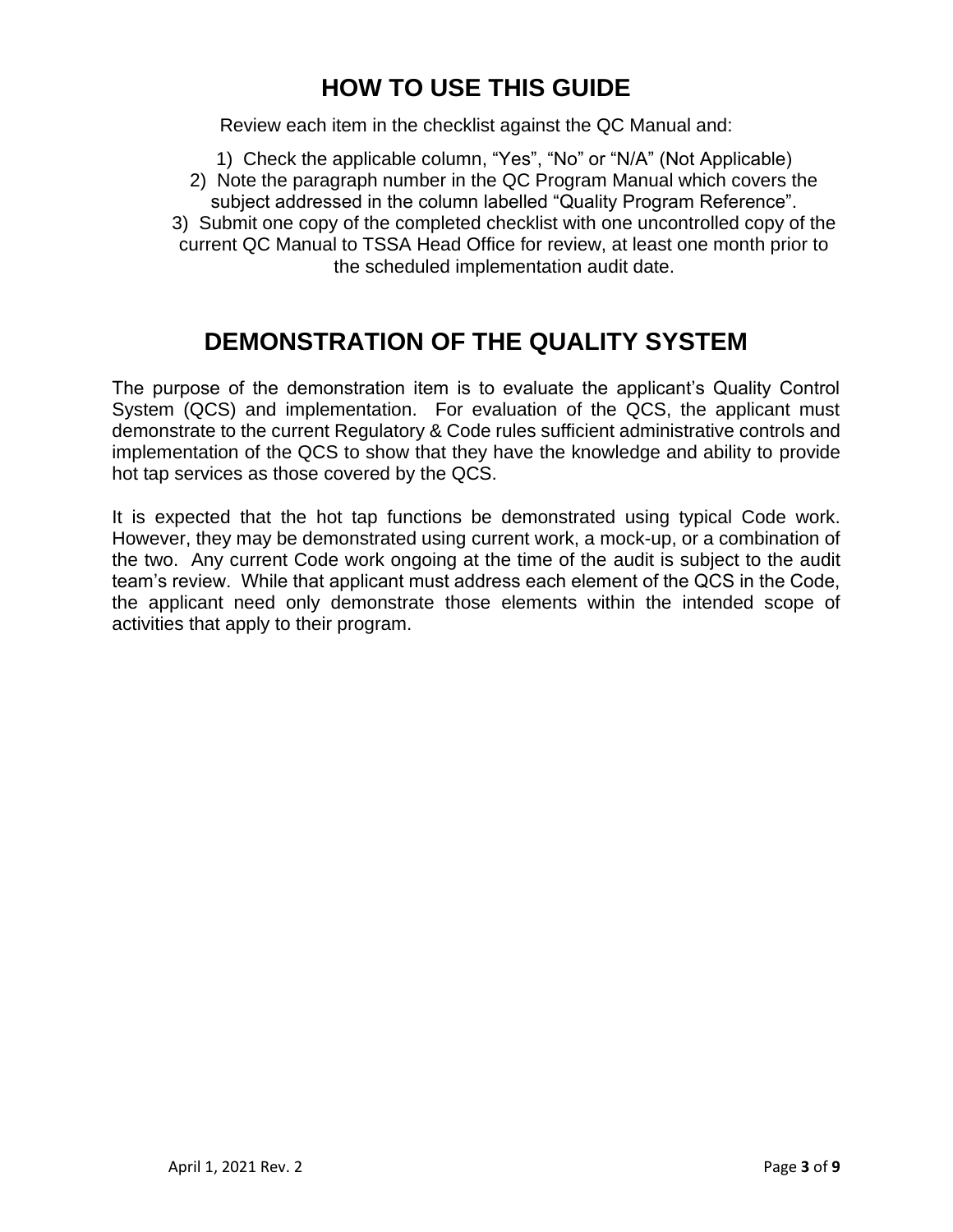# HOW TO USE THIS GUIDE

Review each item in the checklist against the QC Manual and:

1) Check the applicable column, "Yes", "No" or "N/A" (Not Applicable)
2) Note the paragraph number in the QC Program Manual which covers the subject addressed in the column labelled "Quality Program Reference".
3) Submit one copy of the completed checklist with one uncontrolled copy of the current QC Manual to TSSA Head Office for review, at least one month prior to the scheduled implementation audit date.

# DEMONSTRATION OF THE QUALITY SYSTEM

The purpose of the demonstration item is to evaluate the applicant's Quality Control System (QCS) and implementation. For evaluation of the QCS, the applicant must demonstrate to the current Regulatory & Code rules sufficient administrative controls and implementation of the QCS to show that they have the knowledge and ability to provide hot tap services as those covered by the QCS.

It is expected that the hot tap functions be demonstrated using typical Code work. However, they may be demonstrated using current work, a mock-up, or a combination of the two. Any current Code work ongoing at the time of the audit is subject to the audit team's review. While that applicant must address each element of the QCS in the Code, the applicant need only demonstrate those elements within the intended scope of activities that apply to their program.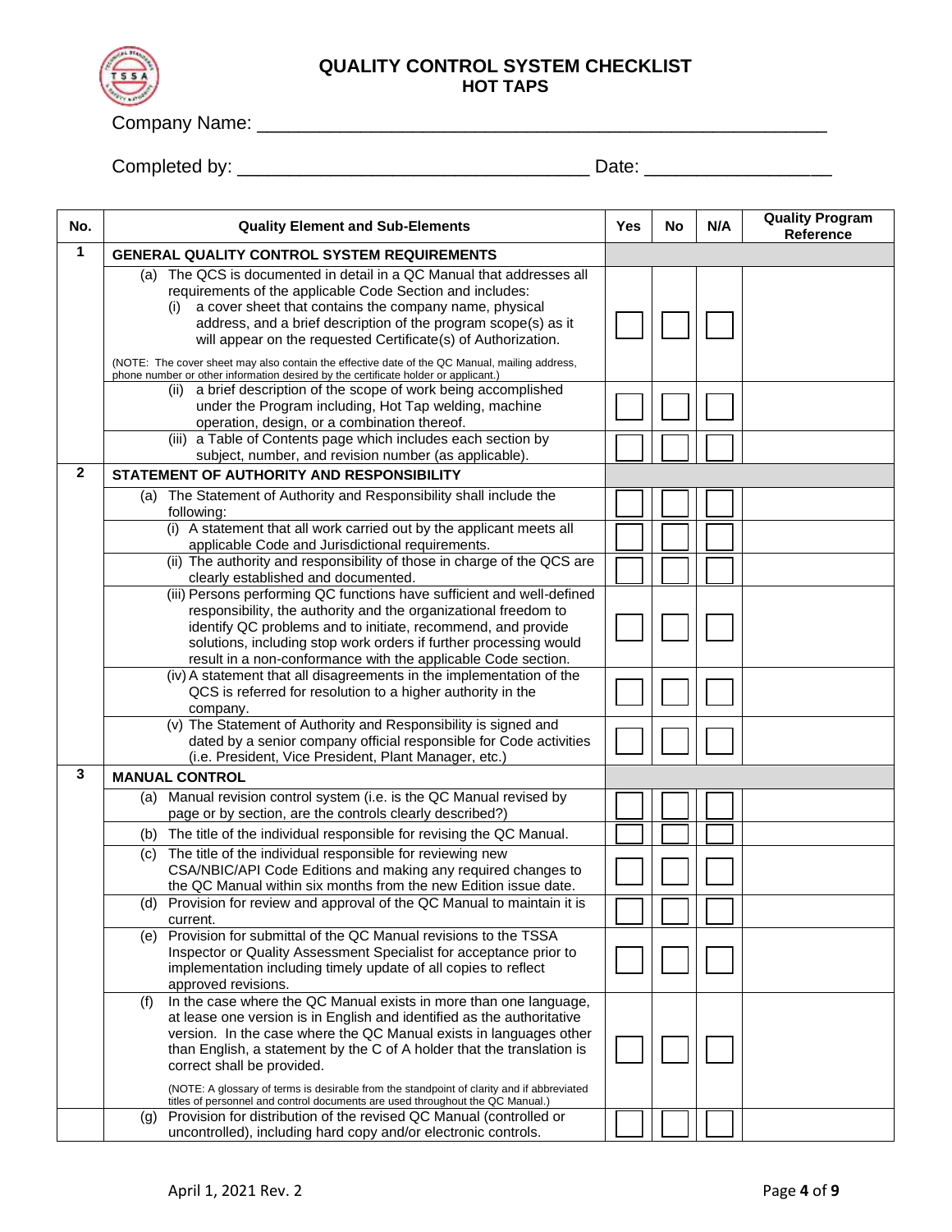# QUALITY CONTROL SYSTEM CHECKLIST
## HOT TAPS

Company Name: ___________________________________________________

Completed by: ________________________________ Date: ________________

| No. | Quality Element and Sub-Elements | Yes | No | N/A | Quality Program Reference |
|---|---|---|---|---|---|
| 1 | **GENERAL QUALITY CONTROL SYSTEM REQUIREMENTS** | | | | |
| | (a) The QCS is documented in detail in a QC Manual that addresses all requirements of the applicable Code Section and includes:<br>(i) a cover sheet that contains the company name, physical address, and a brief description of the program scope(s) as it will appear on the requested Certificate(s) of Authorization.<br>(NOTE: The cover sheet may also contain the effective date of the QC Manual, mailing address, phone number or other information desired by the certificate holder or applicant.) | ☐ | ☐ | ☐ | |
| | (ii) a brief description of the scope of work being accomplished under the Program including, Hot Tap welding, machine operation, design, or a combination thereof. | ☐ | ☐ | ☐ | |
| | (iii) a Table of Contents page which includes each section by subject, number, and revision number (as applicable). | ☐ | ☐ | ☐ | |
| 2 | **STATEMENT OF AUTHORITY AND RESPONSIBILITY** | | | | |
| | (a) The Statement of Authority and Responsibility shall include the following: | ☐ | ☐ | ☐ | |
| | (i) A statement that all work carried out by the applicant meets all applicable Code and Jurisdictional requirements. | ☐ | ☐ | ☐ | |
| | (ii) The authority and responsibility of those in charge of the QCS are clearly established and documented. | ☐ | ☐ | ☐ | |
| | (iii) Persons performing QC functions have sufficient and well-defined responsibility, the authority and the organizational freedom to identify QC problems and to initiate, recommend, and provide solutions, including stop work orders if further processing would result in a non-conformance with the applicable Code section. | ☐ | ☐ | ☐ | |
| | (iv) A statement that all disagreements in the implementation of the QCS is referred for resolution to a higher authority in the company. | ☐ | ☐ | ☐ | |
| | (v) The Statement of Authority and Responsibility is signed and dated by a senior company official responsible for Code activities (i.e. President, Vice President, Plant Manager, etc.) | ☐ | ☐ | ☐ | |
| 3 | **MANUAL CONTROL** | | | | |
| | (a) Manual revision control system (i.e. is the QC Manual revised by page or by section, are the controls clearly described?) | ☐ | ☐ | ☐ | |
| | (b) The title of the individual responsible for revising the QC Manual. | ☐ | ☐ | ☐ | |
| | (c) The title of the individual responsible for reviewing new CSA/NBIC/API Code Editions and making any required changes to the QC Manual within six months from the new Edition issue date. | ☐ | ☐ | ☐ | |
| | (d) Provision for review and approval of the QC Manual to maintain it is current. | ☐ | ☐ | ☐ | |
| | (e) Provision for submittal of the QC Manual revisions to the TSSA Inspector or Quality Assessment Specialist for acceptance prior to implementation including timely update of all copies to reflect approved revisions. | ☐ | ☐ | ☐ | |
| | (f) In the case where the QC Manual exists in more than one language, at lease one version is in English and identified as the authoritative version. In the case where the QC Manual exists in languages other than English, a statement by the C of A holder that the translation is correct shall be provided.<br>(NOTE: A glossary of terms is desirable from the standpoint of clarity and if abbreviated titles of personnel and control documents are used throughout the QC Manual.) | ☐ | ☐ | ☐ | |
| | (g) Provision for distribution of the revised QC Manual (controlled or uncontrolled), including hard copy and/or electronic controls. | ☐ | ☐ | ☐ | |

April 1, 2021 Rev. 2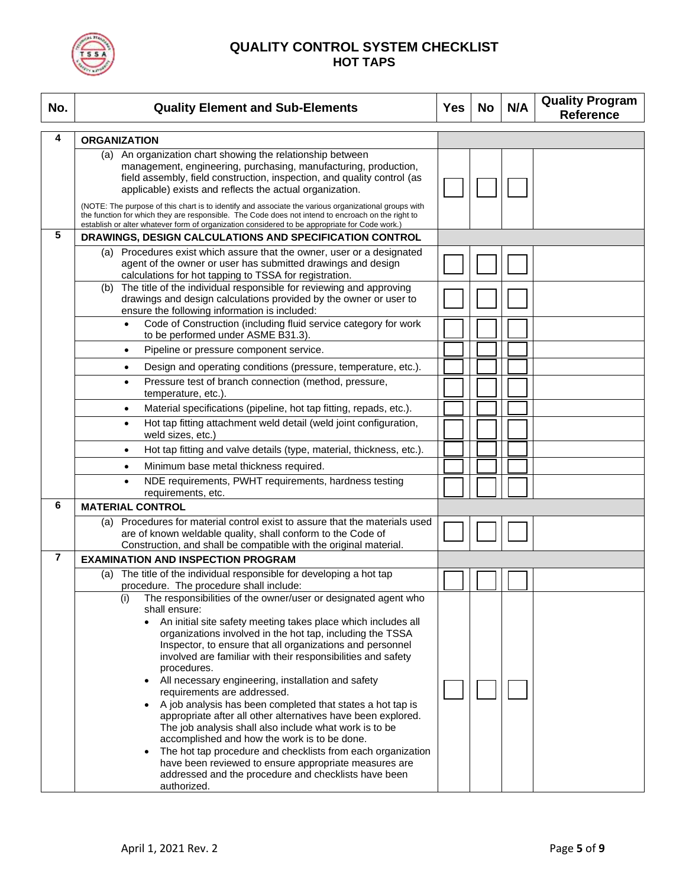# QUALITY CONTROL SYSTEM CHECKLIST
## HOT TAPS

| No. | Quality Element and Sub-Elements | Yes | No | N/A | Quality Program Reference |
|---|---|---|---|---|---|
| 4 | **ORGANIZATION** | | | | |
| | (a) An organization chart showing the relationship between management, engineering, purchasing, manufacturing, production, field assembly, field construction, inspection, and quality control (as applicable) exists and reflects the actual organization. (NOTE: The purpose of this chart is to identify and associate the various organizational groups with the function for which they are responsible. The Code does not intend to encroach on the right to establish or alter whatever form of organization considered to be appropriate for Code work.) | ☐ | ☐ | ☐ | |
| 5 | **DRAWINGS, DESIGN CALCULATIONS AND SPECIFICATION CONTROL** | | | | |
| | (a) Procedures exist which assure that the owner, user or a designated agent of the owner or user has submitted drawings and design calculations for hot tapping to TSSA for registration. | ☐ | ☐ | ☐ | |
| | (b) The title of the individual responsible for reviewing and approving drawings and design calculations provided by the owner or user to ensure the following information is included: | ☐ | ☐ | ☐ | |
| | • Code of Construction (including fluid service category for work to be performed under ASME B31.3). | ☐ | ☐ | ☐ | |
| | • Pipeline or pressure component service. | ☐ | ☐ | ☐ | |
| | • Design and operating conditions (pressure, temperature, etc.). | ☐ | ☐ | ☐ | |
| | • Pressure test of branch connection (method, pressure, temperature, etc.). | ☐ | ☐ | ☐ | |
| | • Material specifications (pipeline, hot tap fitting, repads, etc.). | ☐ | ☐ | ☐ | |
| | • Hot tap fitting attachment weld detail (weld joint configuration, weld sizes, etc.) | ☐ | ☐ | ☐ | |
| | • Hot tap fitting and valve details (type, material, thickness, etc.). | ☐ | ☐ | ☐ | |
| | • Minimum base metal thickness required. | ☐ | ☐ | ☐ | |
| | • NDE requirements, PWHT requirements, hardness testing requirements, etc. | ☐ | ☐ | ☐ | |
| 6 | **MATERIAL CONTROL** | | | | |
| | (a) Procedures for material control exist to assure that the materials used are of known weldable quality, shall conform to the Code of Construction, and shall be compatible with the original material. | ☐ | ☐ | ☐ | |
| 7 | **EXAMINATION AND INSPECTION PROGRAM** | | | | |
| | (a) The title of the individual responsible for developing a hot tap procedure. The procedure shall include: | ☐ | ☐ | ☐ | |
| | (i) The responsibilities of the owner/user or designated agent who shall ensure: <br>• An initial site safety meeting takes place which includes all organizations involved in the hot tap, including the TSSA Inspector, to ensure that all organizations and personnel involved are familiar with their responsibilities and safety procedures. <br>• All necessary engineering, installation and safety requirements are addressed. <br>• A job analysis has been completed that states a hot tap is appropriate after all other alternatives have been explored. The job analysis shall also include what work is to be accomplished and how the work is to be done. <br>• The hot tap procedure and checklists from each organization have been reviewed to ensure appropriate measures are addressed and the procedure and checklists have been authorized. | ☐ | ☐ | ☐ | |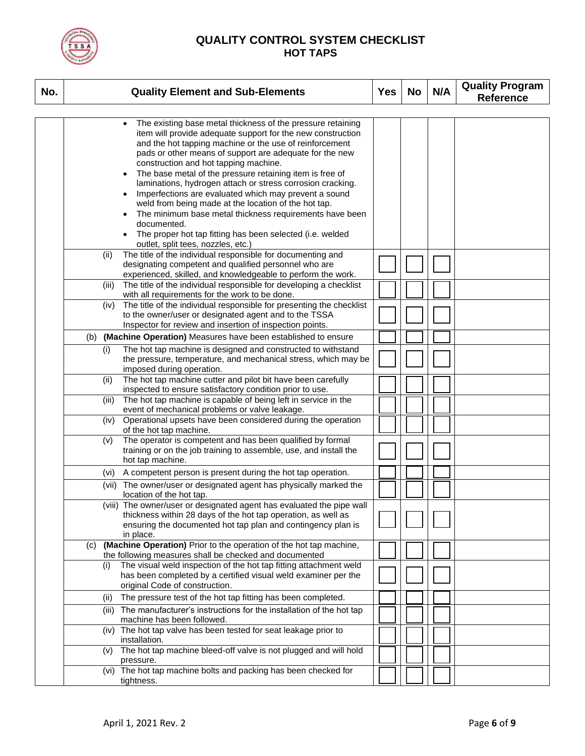# QUALITY CONTROL SYSTEM CHECKLIST
## HOT TAPS

| No. | Quality Element and Sub-Elements | Yes | No | N/A | Quality Program Reference |
|---|---|---|---|---|---|
| | • The existing base metal thickness of the pressure retaining item will provide adequate support for the new construction and the hot tapping machine or the use of reinforcement pads or other means of support are adequate for the new construction and hot tapping machine.<br>• The base metal of the pressure retaining item is free of laminations, hydrogen attach or stress corrosion cracking.<br>• Imperfections are evaluated which may prevent a sound weld from being made at the location of the hot tap.<br>• The minimum base metal thickness requirements have been documented.<br>• The proper hot tap fitting has been selected (i.e. welded outlet, split tees, nozzles, etc.) | | | | |
| | (ii) The title of the individual responsible for documenting and designating competent and qualified personnel who are experienced, skilled, and knowledgeable to perform the work. | ☐ | ☐ | ☐ | |
| | (iii) The title of the individual responsible for developing a checklist with all requirements for the work to be done. | ☐ | ☐ | ☐ | |
| | (iv) The title of the individual responsible for presenting the checklist to the owner/user or designated agent and to the TSSA Inspector for review and insertion of inspection points. | ☐ | ☐ | ☐ | |
| | (b) **(Machine Operation)** Measures have been established to ensure | ☐ | ☐ | ☐ | |
| | (i) The hot tap machine is designed and constructed to withstand the pressure, temperature, and mechanical stress, which may be imposed during operation. | ☐ | ☐ | ☐ | |
| | (ii) The hot tap machine cutter and pilot bit have been carefully inspected to ensure satisfactory condition prior to use. | ☐ | ☐ | ☐ | |
| | (iii) The hot tap machine is capable of being left in service in the event of mechanical problems or valve leakage. | ☐ | ☐ | ☐ | |
| | (iv) Operational upsets have been considered during the operation of the hot tap machine. | ☐ | ☐ | ☐ | |
| | (v) The operator is competent and has been qualified by formal training or on the job training to assemble, use, and install the hot tap machine. | ☐ | ☐ | ☐ | |
| | (vi) A competent person is present during the hot tap operation. | ☐ | ☐ | ☐ | |
| | (vii) The owner/user or designated agent has physically marked the location of the hot tap. | ☐ | ☐ | ☐ | |
| | (viii) The owner/user or designated agent has evaluated the pipe wall thickness within 28 days of the hot tap operation, as well as ensuring the documented hot tap plan and contingency plan is in place. | ☐ | ☐ | ☐ | |
| | (c) **(Machine Operation)** Prior to the operation of the hot tap machine, the following measures shall be checked and documented | ☐ | ☐ | ☐ | |
| | (i) The visual weld inspection of the hot tap fitting attachment weld has been completed by a certified visual weld examiner per the original Code of construction. | ☐ | ☐ | ☐ | |
| | (ii) The pressure test of the hot tap fitting has been completed. | ☐ | ☐ | ☐ | |
| | (iii) The manufacturer's instructions for the installation of the hot tap machine has been followed. | ☐ | ☐ | ☐ | |
| | (iv) The hot tap valve has been tested for seat leakage prior to installation. | ☐ | ☐ | ☐ | |
| | (v) The hot tap machine bleed-off valve is not plugged and will hold pressure. | ☐ | ☐ | ☐ | |
| | (vi) The hot tap machine bolts and packing has been checked for tightness. | ☐ | ☐ | ☐ | |

April 1, 2021 Rev. 2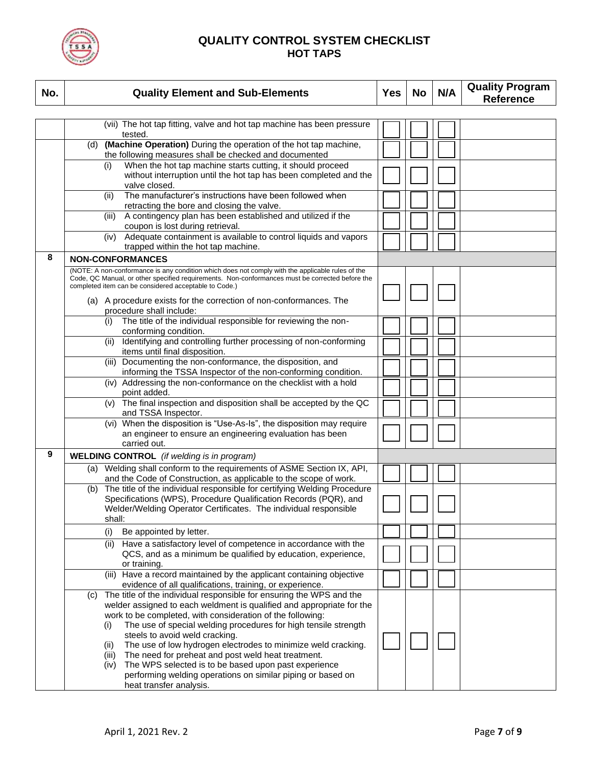# QUALITY CONTROL SYSTEM CHECKLIST
## HOT TAPS

| No. | Quality Element and Sub-Elements | Yes | No | N/A | Quality Program Reference |
|---|---|---|---|---|---|
| | (vii) The hot tap fitting, valve and hot tap machine has been pressure tested. | ☐ | ☐ | ☐ | |
| | (d) **(Machine Operation)** During the operation of the hot tap machine, the following measures shall be checked and documented | ☐ | ☐ | ☐ | |
| | (i) When the hot tap machine starts cutting, it should proceed without interruption until the hot tap has been completed and the valve closed. | ☐ | ☐ | ☐ | |
| | (ii) The manufacturer's instructions have been followed when retracting the bore and closing the valve. | ☐ | ☐ | ☐ | |
| | (iii) A contingency plan has been established and utilized if the coupon is lost during retrieval. | ☐ | ☐ | ☐ | |
| | (iv) Adequate containment is available to control liquids and vapors trapped within the hot tap machine. | ☐ | ☐ | ☐ | |
| **8** | **NON-CONFORMANCES** | | | | |
| | (NOTE: A non-conformance is any condition which does not comply with the applicable rules of the Code, QC Manual, or other specified requirements. Non-conformances must be corrected before the completed item can be considered acceptable to Code.)<br><br>(a) A procedure exists for the correction of non-conformances. The procedure shall include: | ☐ | ☐ | ☐ | |
| | (i) The title of the individual responsible for reviewing the non-conforming condition. | ☐ | ☐ | ☐ | |
| | (ii) Identifying and controlling further processing of non-conforming items until final disposition. | ☐ | ☐ | ☐ | |
| | (iii) Documenting the non-conformance, the disposition, and informing the TSSA Inspector of the non-conforming condition. | ☐ | ☐ | ☐ | |
| | (iv) Addressing the non-conformance on the checklist with a hold point added. | ☐ | ☐ | ☐ | |
| | (v) The final inspection and disposition shall be accepted by the QC and TSSA Inspector. | ☐ | ☐ | ☐ | |
| | (vi) When the disposition is "Use-As-Is", the disposition may require an engineer to ensure an engineering evaluation has been carried out. | ☐ | ☐ | ☐ | |
| **9** | **WELDING CONTROL** *(if welding is in program)* | | | | |
| | (a) Welding shall conform to the requirements of ASME Section IX, API, and the Code of Construction, as applicable to the scope of work. | ☐ | ☐ | ☐ | |
| | (b) The title of the individual responsible for certifying Welding Procedure Specifications (WPS), Procedure Qualification Records (PQR), and Welder/Welding Operator Certificates. The individual responsible shall: | ☐ | ☐ | ☐ | |
| | (i) Be appointed by letter. | ☐ | ☐ | ☐ | |
| | (ii) Have a satisfactory level of competence in accordance with the QCS, and as a minimum be qualified by education, experience, or training. | ☐ | ☐ | ☐ | |
| | (iii) Have a record maintained by the applicant containing objective evidence of all qualifications, training, or experience. | ☐ | ☐ | ☐ | |
| | (c) The title of the individual responsible for ensuring the WPS and the welder assigned to each weldment is qualified and appropriate for the work to be completed, with consideration of the following:<br>(i) The use of special welding procedures for high tensile strength steels to avoid weld cracking.<br>(ii) The use of low hydrogen electrodes to minimize weld cracking.<br>(iii) The need for preheat and post weld heat treatment.<br>(iv) The WPS selected is to be based upon past experience performing welding operations on similar piping or based on heat transfer analysis. | ☐ | ☐ | ☐ | |

April 1, 2021 Rev. 2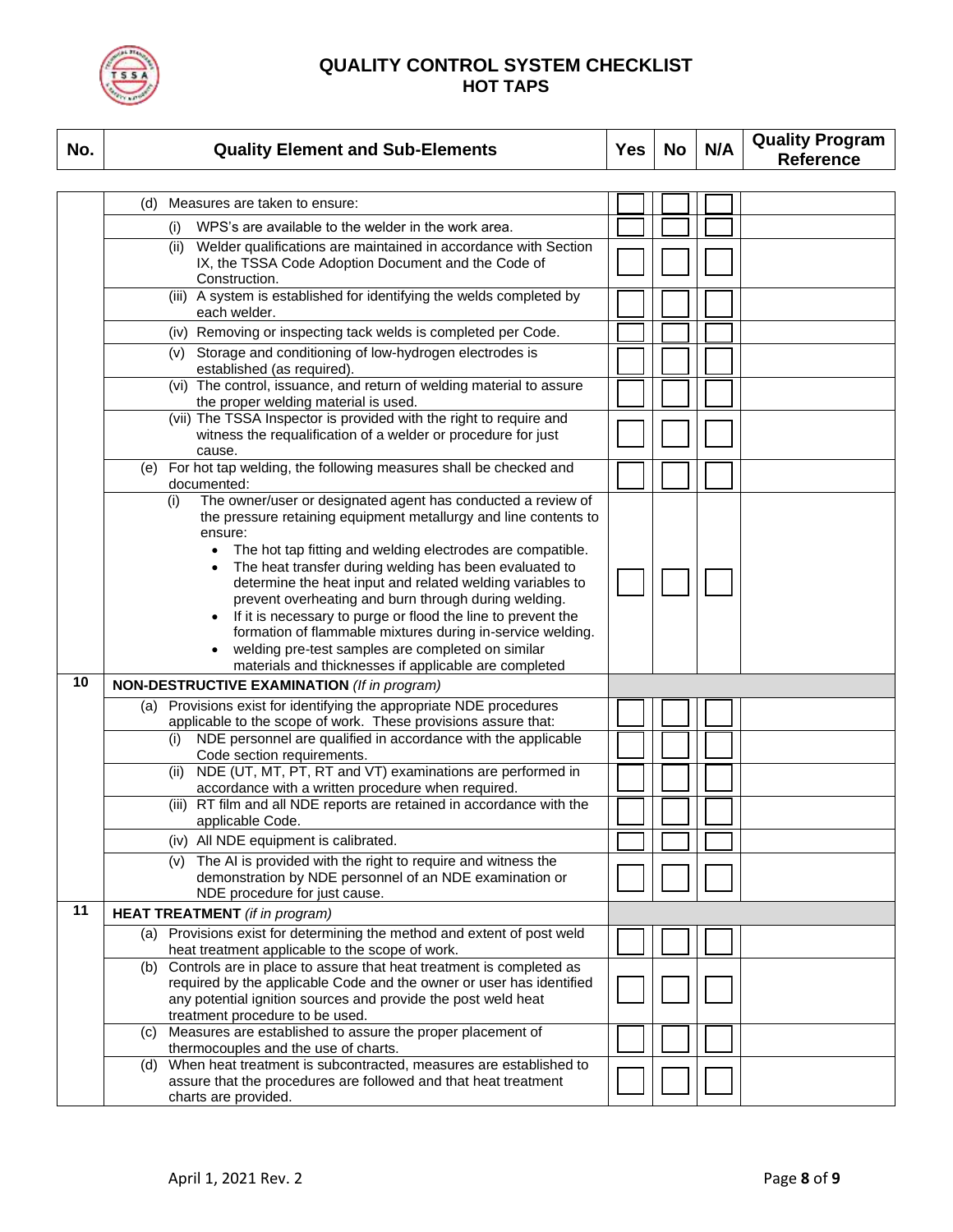# QUALITY CONTROL SYSTEM CHECKLIST
## HOT TAPS

| No. | Quality Element and Sub-Elements | Yes | No | N/A | Quality Program Reference |
|---|---|---|---|---|---|
| | (d) Measures are taken to ensure: | | | | |
| | (i) WPS's are available to the welder in the work area. | | | | |
| | (ii) Welder qualifications are maintained in accordance with Section IX, the TSSA Code Adoption Document and the Code of Construction. | | | | |
| | (iii) A system is established for identifying the welds completed by each welder. | | | | |
| | (iv) Removing or inspecting tack welds is completed per Code. | | | | |
| | (v) Storage and conditioning of low-hydrogen electrodes is established (as required). | | | | |
| | (vi) The control, issuance, and return of welding material to assure the proper welding material is used. | | | | |
| | (vii) The TSSA Inspector is provided with the right to require and witness the requalification of a welder or procedure for just cause. | | | | |
| | (e) For hot tap welding, the following measures shall be checked and documented: | | | | |
| | (i) The owner/user or designated agent has conducted a review of the pressure retaining equipment metallurgy and line contents to ensure:<br>• The hot tap fitting and welding electrodes are compatible.<br>• The heat transfer during welding has been evaluated to determine the heat input and related welding variables to prevent overheating and burn through during welding.<br>• If it is necessary to purge or flood the line to prevent the formation of flammable mixtures during in-service welding.<br>• welding pre-test samples are completed on similar materials and thicknesses if applicable are completed | | | | |
| 10 | **NON-DESTRUCTIVE EXAMINATION** *(If in program)* | | | | |
| | (a) Provisions exist for identifying the appropriate NDE procedures applicable to the scope of work. These provisions assure that: | | | | |
| | (i) NDE personnel are qualified in accordance with the applicable Code section requirements. | | | | |
| | (ii) NDE (UT, MT, PT, RT and VT) examinations are performed in accordance with a written procedure when required. | | | | |
| | (iii) RT film and all NDE reports are retained in accordance with the applicable Code. | | | | |
| | (iv) All NDE equipment is calibrated. | | | | |
| | (v) The AI is provided with the right to require and witness the demonstration by NDE personnel of an NDE examination or NDE procedure for just cause. | | | | |
| 11 | **HEAT TREATMENT** *(if in program)* | | | | |
| | (a) Provisions exist for determining the method and extent of post weld heat treatment applicable to the scope of work. | | | | |
| | (b) Controls are in place to assure that heat treatment is completed as required by the applicable Code and the owner or user has identified any potential ignition sources and provide the post weld heat treatment procedure to be used. | | | | |
| | (c) Measures are established to assure the proper placement of thermocouples and the use of charts. | | | | |
| | (d) When heat treatment is subcontracted, measures are established to assure that the procedures are followed and that heat treatment charts are provided. | | | | |

April 1, 2021 Rev. 2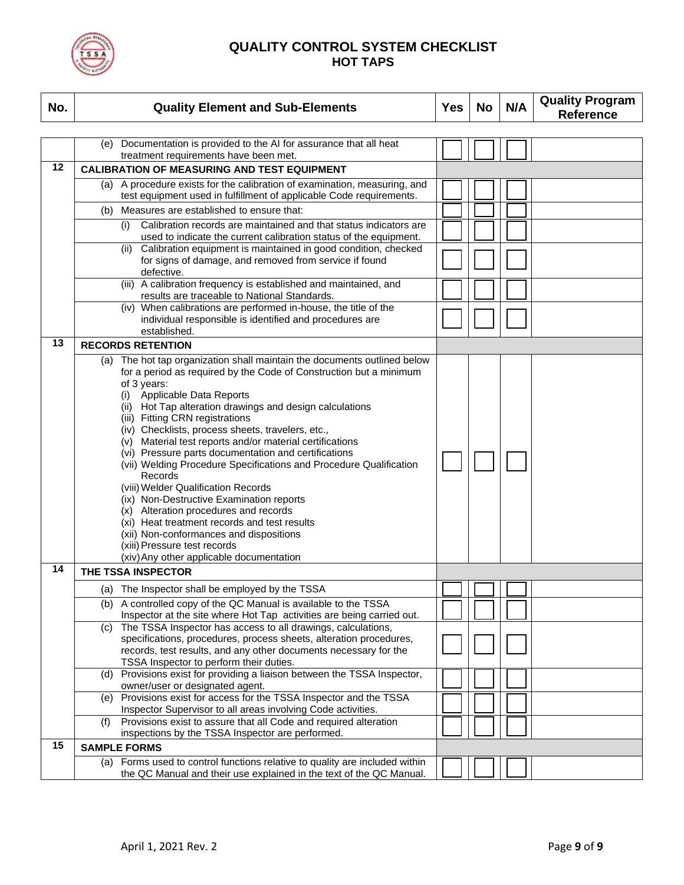# QUALITY CONTROL SYSTEM CHECKLIST
## HOT TAPS

| No. | Quality Element and Sub-Elements | Yes | No | N/A | Quality Program Reference |
|---|---|---|---|---|---|
| | (e) Documentation is provided to the AI for assurance that all heat treatment requirements have been met. | | | | |
| 12 | **CALIBRATION OF MEASURING AND TEST EQUIPMENT** | | | | |
| | (a) A procedure exists for the calibration of examination, measuring, and test equipment used in fulfillment of applicable Code requirements. | | | | |
| | (b) Measures are established to ensure that: | | | | |
| | (i) Calibration records are maintained and that status indicators are used to indicate the current calibration status of the equipment. | | | | |
| | (ii) Calibration equipment is maintained in good condition, checked for signs of damage, and removed from service if found defective. | | | | |
| | (iii) A calibration frequency is established and maintained, and results are traceable to National Standards. | | | | |
| | (iv) When calibrations are performed in-house, the title of the individual responsible is identified and procedures are established. | | | | |
| 13 | **RECORDS RETENTION** | | | | |
| | (a) The hot tap organization shall maintain the documents outlined below for a period as required by the Code of Construction but a minimum of 3 years:<br>(i) Applicable Data Reports<br>(ii) Hot Tap alteration drawings and design calculations<br>(iii) Fitting CRN registrations<br>(iv) Checklists, process sheets, travelers, etc.,<br>(v) Material test reports and/or material certifications<br>(vi) Pressure parts documentation and certifications<br>(vii) Welding Procedure Specifications and Procedure Qualification Records<br>(viii) Welder Qualification Records<br>(ix) Non-Destructive Examination reports<br>(x) Alteration procedures and records<br>(xi) Heat treatment records and test results<br>(xii) Non-conformances and dispositions<br>(xiii) Pressure test records<br>(xiv) Any other applicable documentation | | | | |
| 14 | **THE TSSA INSPECTOR** | | | | |
| | (a) The Inspector shall be employed by the TSSA | | | | |
| | (b) A controlled copy of the QC Manual is available to the TSSA Inspector at the site where Hot Tap activities are being carried out. | | | | |
| | (c) The TSSA Inspector has access to all drawings, calculations, specifications, procedures, process sheets, alteration procedures, records, test results, and any other documents necessary for the TSSA Inspector to perform their duties. | | | | |
| | (d) Provisions exist for providing a liaison between the TSSA Inspector, owner/user or designated agent. | | | | |
| | (e) Provisions exist for access for the TSSA Inspector and the TSSA Inspector Supervisor to all areas involving Code activities. | | | | |
| | (f) Provisions exist to assure that all Code and required alteration inspections by the TSSA Inspector are performed. | | | | |
| 15 | **SAMPLE FORMS** | | | | |
| | (a) Forms used to control functions relative to quality are included within the QC Manual and their use explained in the text of the QC Manual. | | | | |

April 1, 2021 Rev. 2